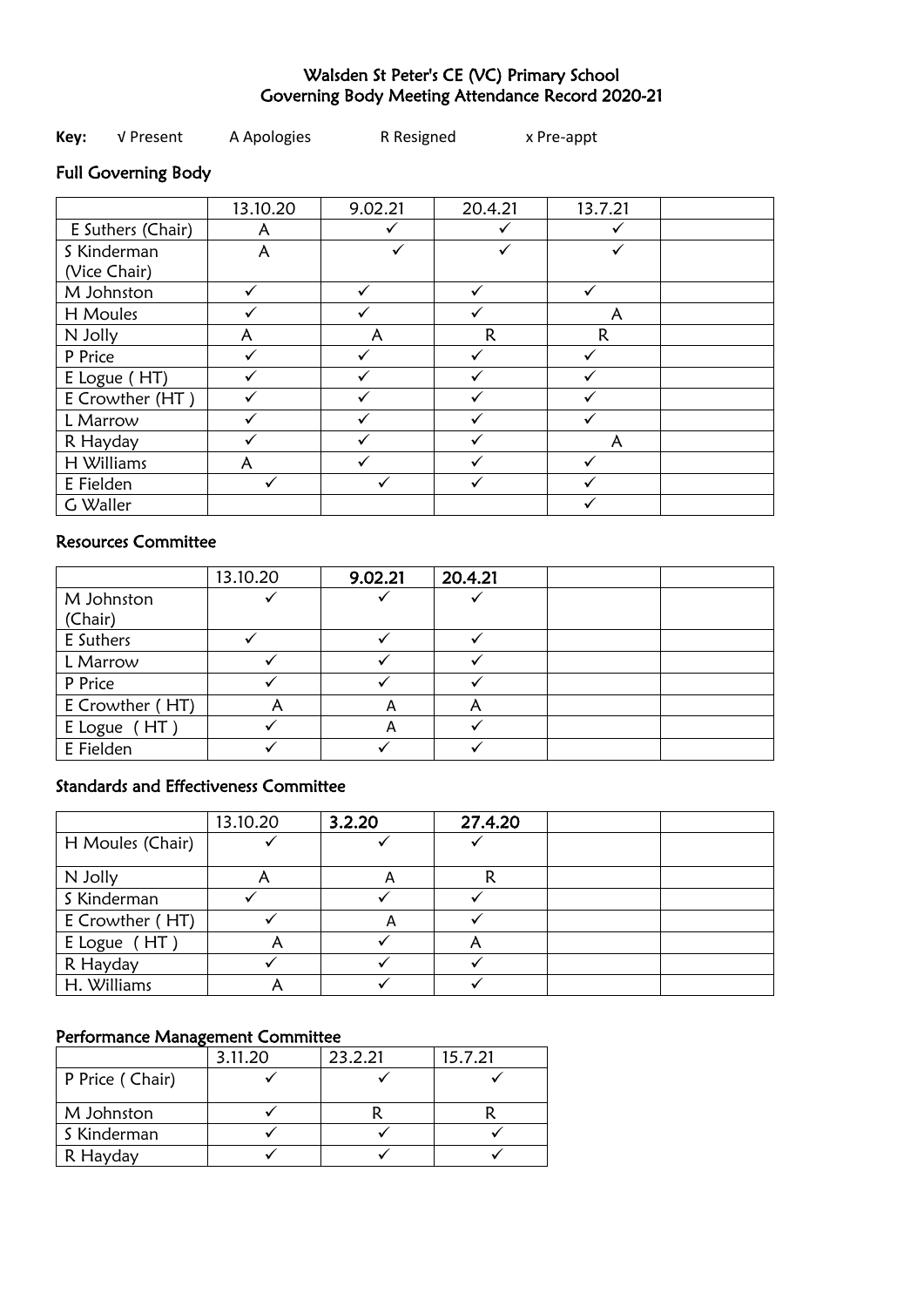# Walsden St Peter's CE (VC) Primary School
# Governing Body Meeting Attendance Record 2020-21

**Key:** √ Present A Apologies R Resigned x Pre-appt

## Full Governing Body

| | 13.10.20 | 9.02.21 | 20.4.21 | 13.7.21 | |
|---|---|---|---|---|---|
| E Suthers (Chair) | A | ✓ | ✓ | ✓ | |
| S Kinderman (Vice Chair) | A | ✓ | ✓ | ✓ | |
| M Johnston | ✓ | ✓ | ✓ | ✓ | |
| H Moules | ✓ | ✓ | ✓ | A | |
| N Jolly | A | A | R | R | |
| P Price | ✓ | ✓ | ✓ | ✓ | |
| E Logue ( HT) | ✓ | ✓ | ✓ | ✓ | |
| E Crowther (HT ) | ✓ | ✓ | ✓ | ✓ | |
| L Marrow | ✓ | ✓ | ✓ | ✓ | |
| R Hayday | ✓ | ✓ | ✓ | A | |
| H Williams | A | ✓ | ✓ | ✓ | |
| E Fielden | ✓ | ✓ | ✓ | ✓ | |
| G Waller | | | | ✓ | |

## Resources Committee

| | 13.10.20 | **9.02.21** | **20.4.21** | | |
|---|---|---|---|---|---|
| M Johnston (Chair) | ✓ | ✓ | ✓ | | |
| E Suthers | ✓ | ✓ | ✓ | | |
| L Marrow | ✓ | ✓ | ✓ | | |
| P Price | ✓ | ✓ | ✓ | | |
| E Crowther ( HT) | A | A | A | | |
| E Logue ( HT ) | ✓ | A | ✓ | | |
| E Fielden | ✓ | ✓ | ✓ | | |

## Standards and Effectiveness Committee

| | 13.10.20 | **3.2.20** | **27.4.20** | | |
|---|---|---|---|---|---|
| H Moules (Chair) | ✓ | ✓ | ✓ | | |
| N Jolly | A | A | R | | |
| S Kinderman | ✓ | ✓ | ✓ | | |
| E Crowther ( HT) | ✓ | A | ✓ | | |
| E Logue ( HT ) | A | ✓ | A | | |
| R Hayday | ✓ | ✓ | ✓ | | |
| H. Williams | A | ✓ | ✓ | | |

## Performance Management Committee

| | 3.11.20 | 23.2.21 | 15.7.21 |
|---|---|---|---|
| P Price ( Chair) | ✓ | ✓ | ✓ |
| M Johnston | ✓ | R | R |
| S Kinderman | ✓ | ✓ | ✓ |
| R Hayday | ✓ | ✓ | ✓ |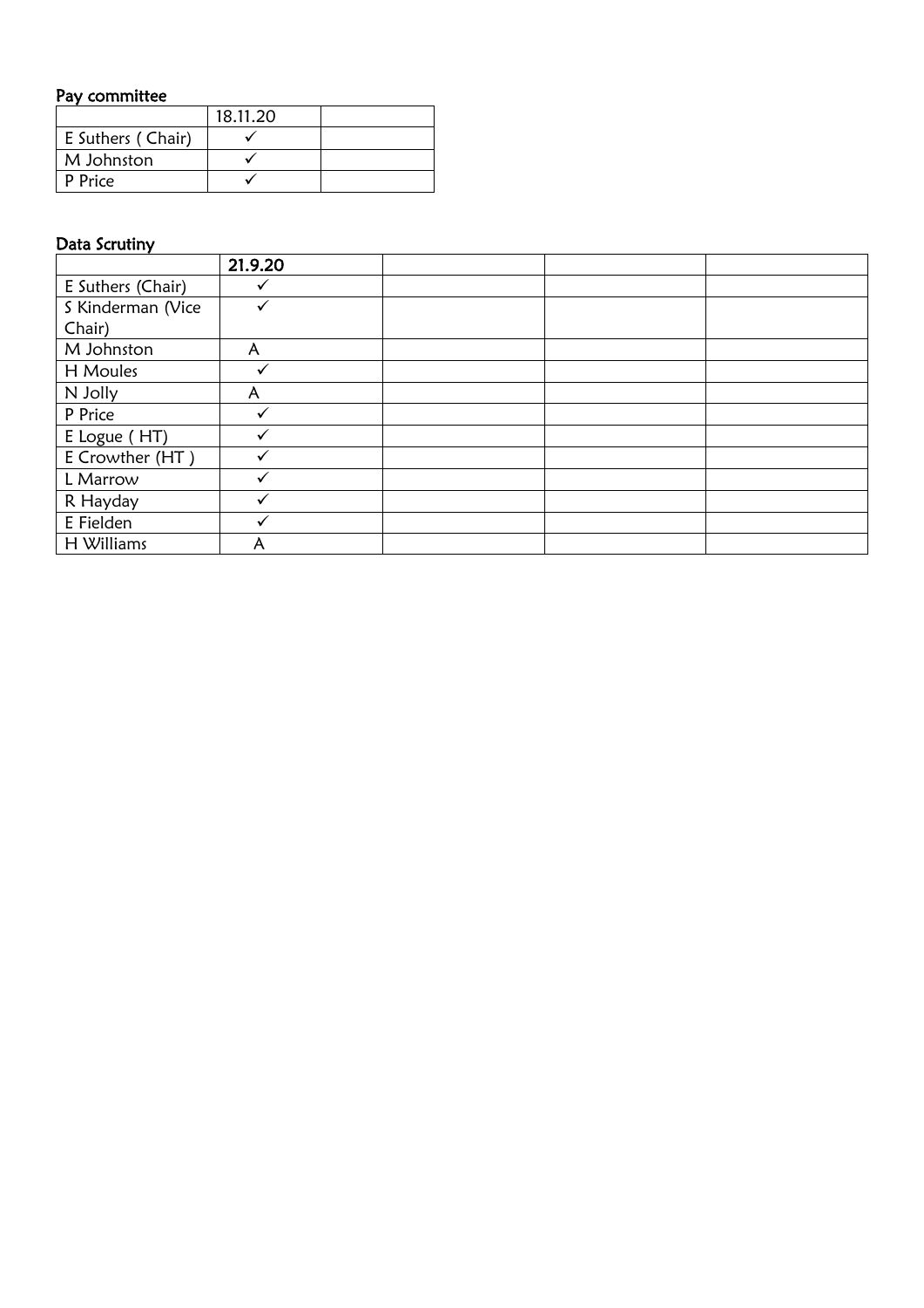### Pay committee

| | 18.11.20 | |
|---|---|---|
| E Suthers ( Chair) | ✓ | |
| M Johnston | ✓ | |
| P Price | ✓ | |

### Data Scrutiny

| | **21.9.20** | | | |
|---|---|---|---|---|
| E Suthers (Chair) | ✓ | | | |
| S Kinderman (Vice Chair) | ✓ | | | |
| M Johnston | A | | | |
| H Moules | ✓ | | | |
| N Jolly | A | | | |
| P Price | ✓ | | | |
| E Logue ( HT) | ✓ | | | |
| E Crowther (HT ) | ✓ | | | |
| L Marrow | ✓ | | | |
| R Hayday | ✓ | | | |
| E Fielden | ✓ | | | |
| H Williams | A | | | |